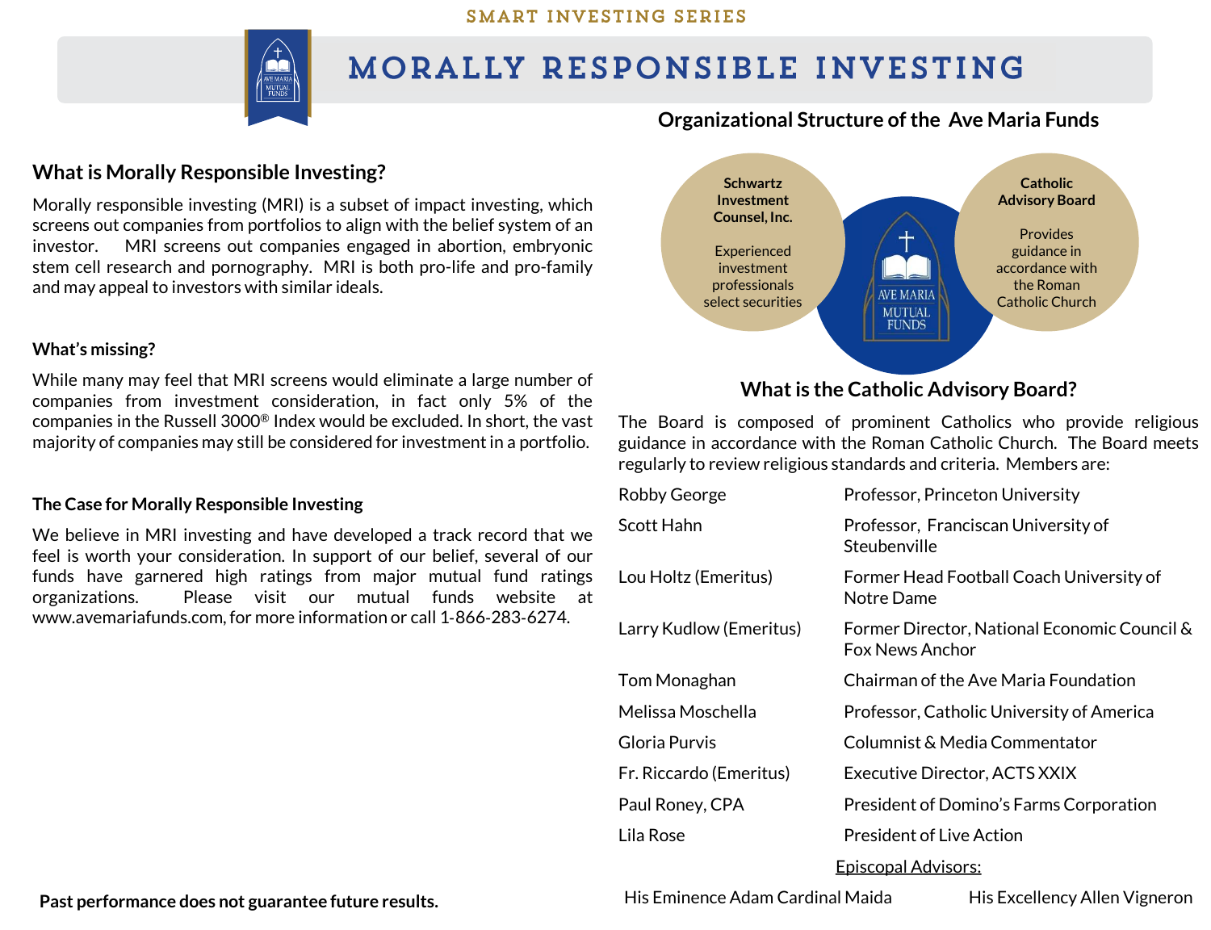SMART INVESTING SERIES

# MORALLY RESPONSIBLE INVESTING

## What is Morally Responsible Investing?

Morally responsible investing (MRI) is a subset of impact investing, which screens out companies from portfolios to align with the belief system of an investor. MRI screens out companies engaged in abortion, embryonic stem cell research and pornography. MRI is both pro-life and pro-family and may appeal to investors with similar ideals.

### What's missing?

While many may feel that MRI screens would eliminate a large number of companies from investment consideration, in fact only 5% of the companies in the Russell 3000® Index would be excluded. In short, the vast majority of companies may still be considered for investment in a portfolio.

### The Case for Morally Responsible Investing

We believe in MRI investing and have developed a track record that we feel is worth your consideration. In support of our belief, several of our funds have garnered high ratings from major mutual fund ratings organizations. Please visit our mutual funds website at www.avemariafunds.com, for more information or call 1-866-283-6274.

**Past performance does not guarantee future results.**

## Organizational Structure of the Ave Maria Funds

**Schwartz Investment Counsel, Inc.**

Experienced investment professionals select securities

AVE MARIA MUTUAL FUNDS

**Catholic Advisory Board**

Provides guidance in accordance with the Roman Catholic Church

## What is the Catholic Advisory Board?

The Board is composed of prominent Catholics who provide religious guidance in accordance with the Roman Catholic Church. The Board meets regularly to review religious standards and criteria. Members are:

| | |
|---|---|
| Robby George | Professor, Princeton University |
| Scott Hahn | Professor, Franciscan University of Steubenville |
| Lou Holtz (Emeritus) | Former Head Football Coach University of Notre Dame |
| Larry Kudlow (Emeritus) | Former Director, National Economic Council & Fox News Anchor |
| Tom Monaghan | Chairman of the Ave Maria Foundation |
| Melissa Moschella | Professor, Catholic University of America |
| Gloria Purvis | Columnist & Media Commentator |
| Fr. Riccardo (Emeritus) | Executive Director, ACTS XXIX |
| Paul Roney, CPA | President of Domino's Farms Corporation |
| Lila Rose | President of Live Action |

Episcopal Advisors:

His Eminence Adam Cardinal Maida — His Excellency Allen Vigneron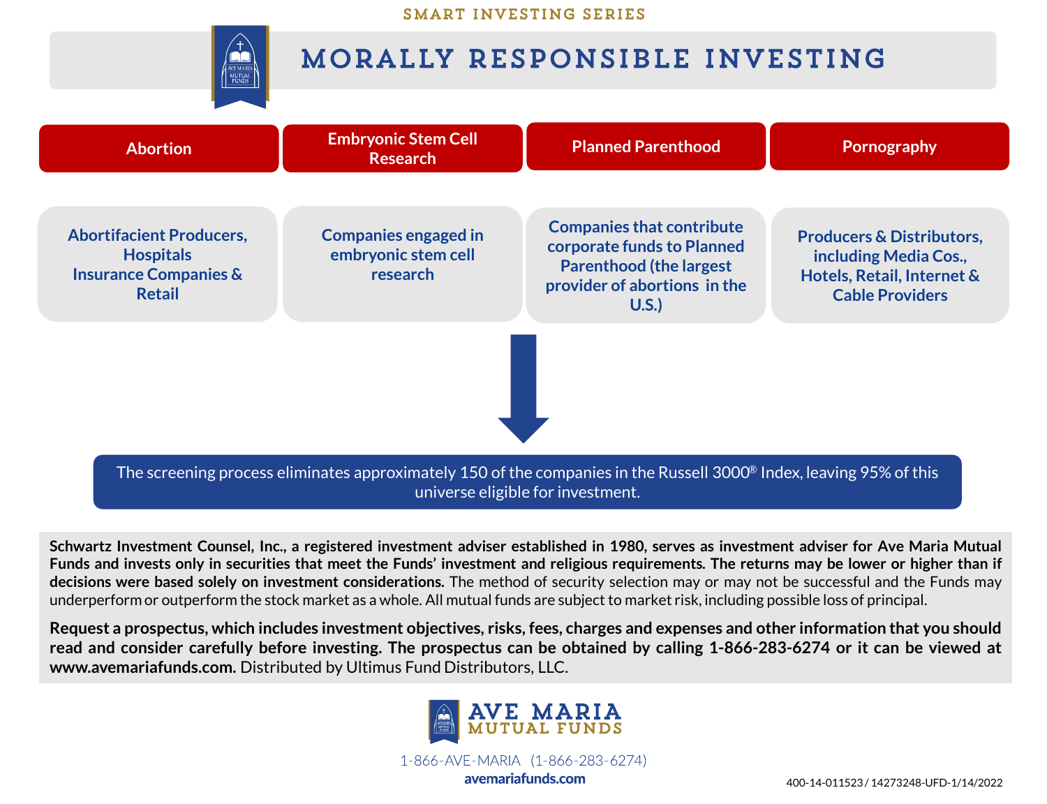SMART INVESTING SERIES

# MORALLY RESPONSIBLE INVESTING

| Abortion | Embryonic Stem Cell Research | Planned Parenthood | Pornography |
|---|---|---|---|
| Abortifacient Producers, Hospitals Insurance Companies & Retail | Companies engaged in embryonic stem cell research | Companies that contribute corporate funds to Planned Parenthood (the largest provider of abortions in the U.S.) | Producers & Distributors, including Media Cos., Hotels, Retail, Internet & Cable Providers |

The screening process eliminates approximately 150 of the companies in the Russell 3000® Index, leaving 95% of this universe eligible for investment.

**Schwartz Investment Counsel, Inc., a registered investment adviser established in 1980, serves as investment adviser for Ave Maria Mutual Funds and invests only in securities that meet the Funds' investment and religious requirements. The returns may be lower or higher than if decisions were based solely on investment considerations.** The method of security selection may or may not be successful and the Funds may underperform or outperform the stock market as a whole. All mutual funds are subject to market risk, including possible loss of principal.

**Request a prospectus, which includes investment objectives, risks, fees, charges and expenses and other information that you should read and consider carefully before investing. The prospectus can be obtained by calling 1-866-283-6274 or it can be viewed at www.avemariafunds.com.** Distributed by Ultimus Fund Distributors, LLC.

AVE MARIA
MUTUAL FUNDS

1-866-AVE-MARIA (1-866-283-6274)

**avemariafunds.com**

400-14-011523 / 14273248-UFD-1/14/2022